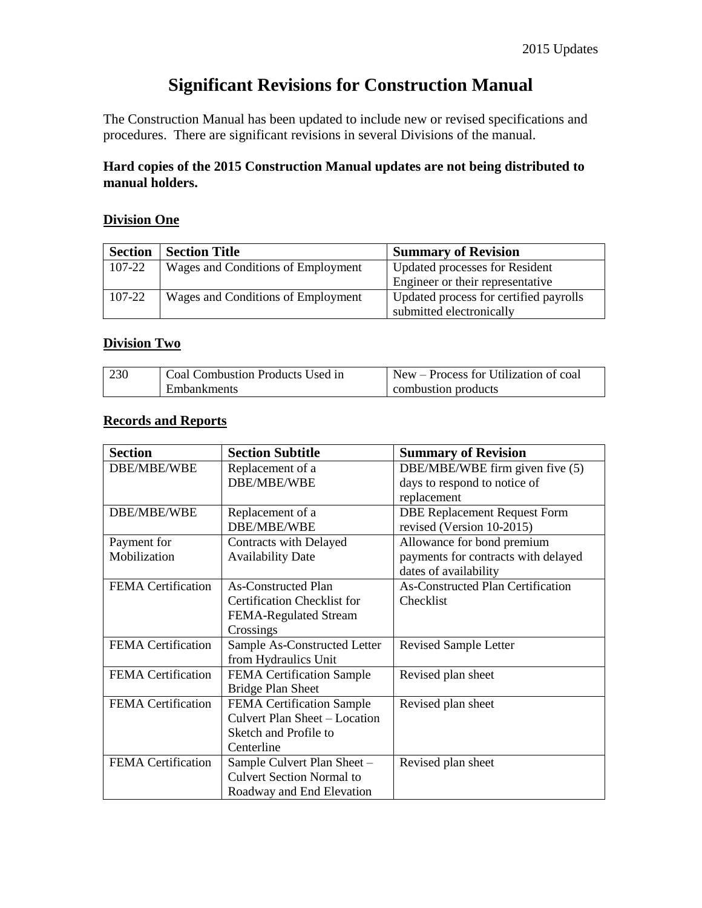# Significant Revisions for Construction Manual

The Construction Manual has been updated to include new or revised specifications and procedures. There are significant revisions in several Divisions of the manual.

**Hard copies of the 2015 Construction Manual updates are not being distributed to manual holders.**

## Division One

| Section | Section Title | Summary of Revision |
|---|---|---|
| 107-22 | Wages and Conditions of Employment | Updated processes for Resident Engineer or their representative |
| 107-22 | Wages and Conditions of Employment | Updated process for certified payrolls submitted electronically |

## Division Two

| | | |
|---|---|---|
| 230 | Coal Combustion Products Used in Embankments | New – Process for Utilization of coal combustion products |

## Records and Reports

| Section | Section Subtitle | Summary of Revision |
|---|---|---|
| DBE/MBE/WBE | Replacement of a DBE/MBE/WBE | DBE/MBE/WBE firm given five (5) days to respond to notice of replacement |
| DBE/MBE/WBE | Replacement of a DBE/MBE/WBE | DBE Replacement Request Form revised (Version 10-2015) |
| Payment for Mobilization | Contracts with Delayed Availability Date | Allowance for bond premium payments for contracts with delayed dates of availability |
| FEMA Certification | As-Constructed Plan Certification Checklist for FEMA-Regulated Stream Crossings | As-Constructed Plan Certification Checklist |
| FEMA Certification | Sample As-Constructed Letter from Hydraulics Unit | Revised Sample Letter |
| FEMA Certification | FEMA Certification Sample Bridge Plan Sheet | Revised plan sheet |
| FEMA Certification | FEMA Certification Sample Culvert Plan Sheet – Location Sketch and Profile to Centerline | Revised plan sheet |
| FEMA Certification | Sample Culvert Plan Sheet – Culvert Section Normal to Roadway and End Elevation | Revised plan sheet |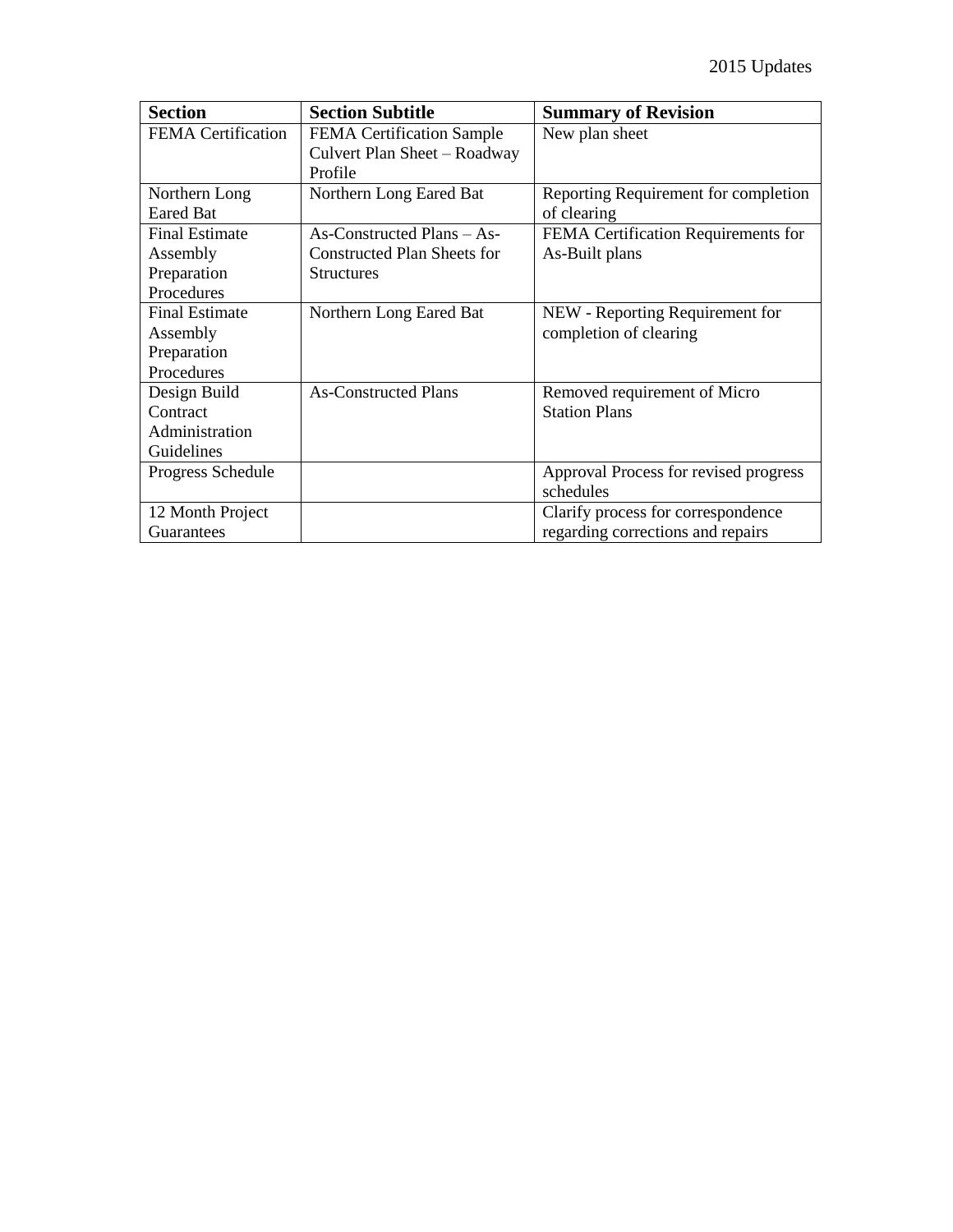| Section | Section Subtitle | Summary of Revision |
|---|---|---|
| FEMA Certification | FEMA Certification Sample Culvert Plan Sheet – Roadway Profile | New plan sheet |
| Northern Long Eared Bat | Northern Long Eared Bat | Reporting Requirement for completion of clearing |
| Final Estimate Assembly Preparation Procedures | As-Constructed Plans – As-Constructed Plan Sheets for Structures | FEMA Certification Requirements for As-Built plans |
| Final Estimate Assembly Preparation Procedures | Northern Long Eared Bat | NEW - Reporting Requirement for completion of clearing |
| Design Build Contract Administration Guidelines | As-Constructed Plans | Removed requirement of Micro Station Plans |
| Progress Schedule | | Approval Process for revised progress schedules |
| 12 Month Project Guarantees | | Clarify process for correspondence regarding corrections and repairs |